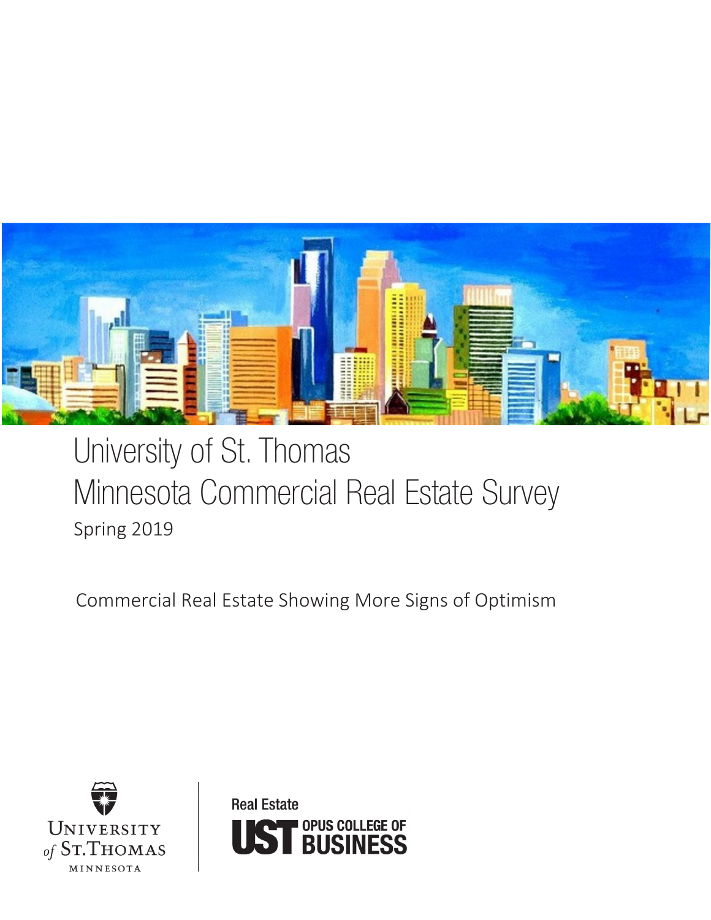# University of St. Thomas
# Minnesota Commercial Real Estate Survey

Spring 2019

Commercial Real Estate Showing More Signs of Optimism

University of St. Thomas Minnesota

Real Estate
UST Opus College of Business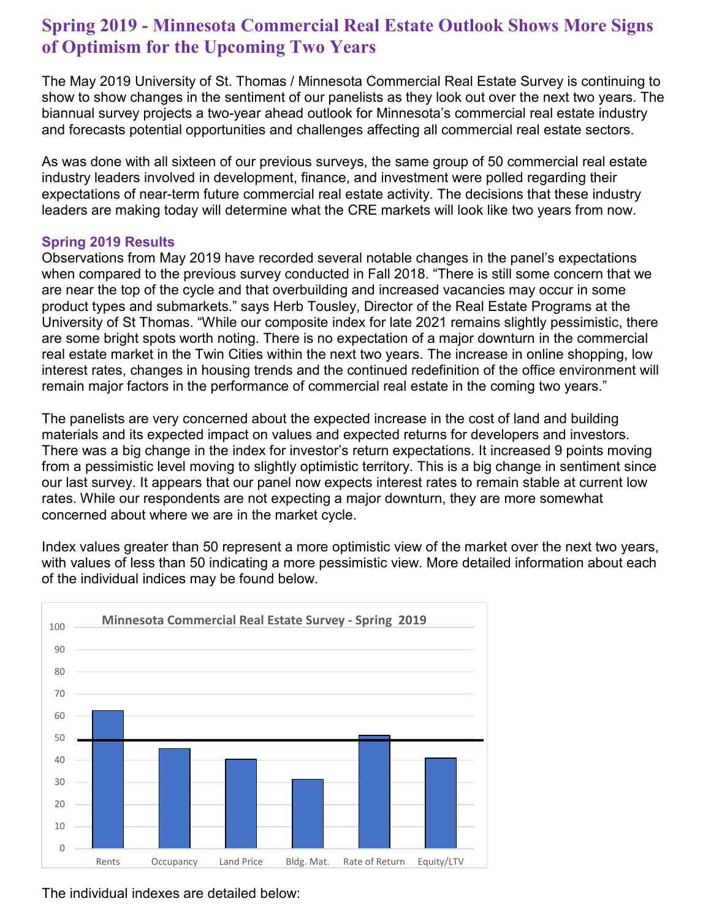# Spring 2019 - Minnesota Commercial Real Estate Outlook Shows More Signs of Optimism for the Upcoming Two Years

The May 2019 University of St. Thomas / Minnesota Commercial Real Estate Survey is continuing to show to show changes in the sentiment of our panelists as they look out over the next two years. The biannual survey projects a two-year ahead outlook for Minnesota's commercial real estate industry and forecasts potential opportunities and challenges affecting all commercial real estate sectors.

As was done with all sixteen of our previous surveys, the same group of 50 commercial real estate industry leaders involved in development, finance, and investment were polled regarding their expectations of near-term future commercial real estate activity. The decisions that these industry leaders are making today will determine what the CRE markets will look like two years from now.

### Spring 2019 Results

Observations from May 2019 have recorded several notable changes in the panel's expectations when compared to the previous survey conducted in Fall 2018. "There is still some concern that we are near the top of the cycle and that overbuilding and increased vacancies may occur in some product types and submarkets." says Herb Tousley, Director of the Real Estate Programs at the University of St Thomas. "While our composite index for late 2021 remains slightly pessimistic, there are some bright spots worth noting. There is no expectation of a major downturn in the commercial real estate market in the Twin Cities within the next two years. The increase in online shopping, low interest rates, changes in housing trends and the continued redefinition of the office environment will remain major factors in the performance of commercial real estate in the coming two years."

The panelists are very concerned about the expected increase in the cost of land and building materials and its expected impact on values and expected returns for developers and investors. There was a big change in the index for investor's return expectations. It increased 9 points moving from a pessimistic level moving to slightly optimistic territory. This is a big change in sentiment since our last survey. It appears that our panel now expects interest rates to remain stable at current low rates. While our respondents are not expecting a major downturn, they are more somewhat concerned about where we are in the market cycle.

Index values greater than 50 represent a more optimistic view of the market over the next two years, with values of less than 50 indicating a more pessimistic view. More detailed information about each of the individual indices may be found below.

**Minnesota Commercial Real Estate Survey - Spring 2019**

| Index | Value (approx.) |
|---|---|
| Rents | 62 |
| Occupancy | 45 |
| Land Price | 40 |
| Bldg. Mat. | 31 |
| Rate of Return | 51 |
| Equity/LTV | 41 |

The individual indexes are detailed below: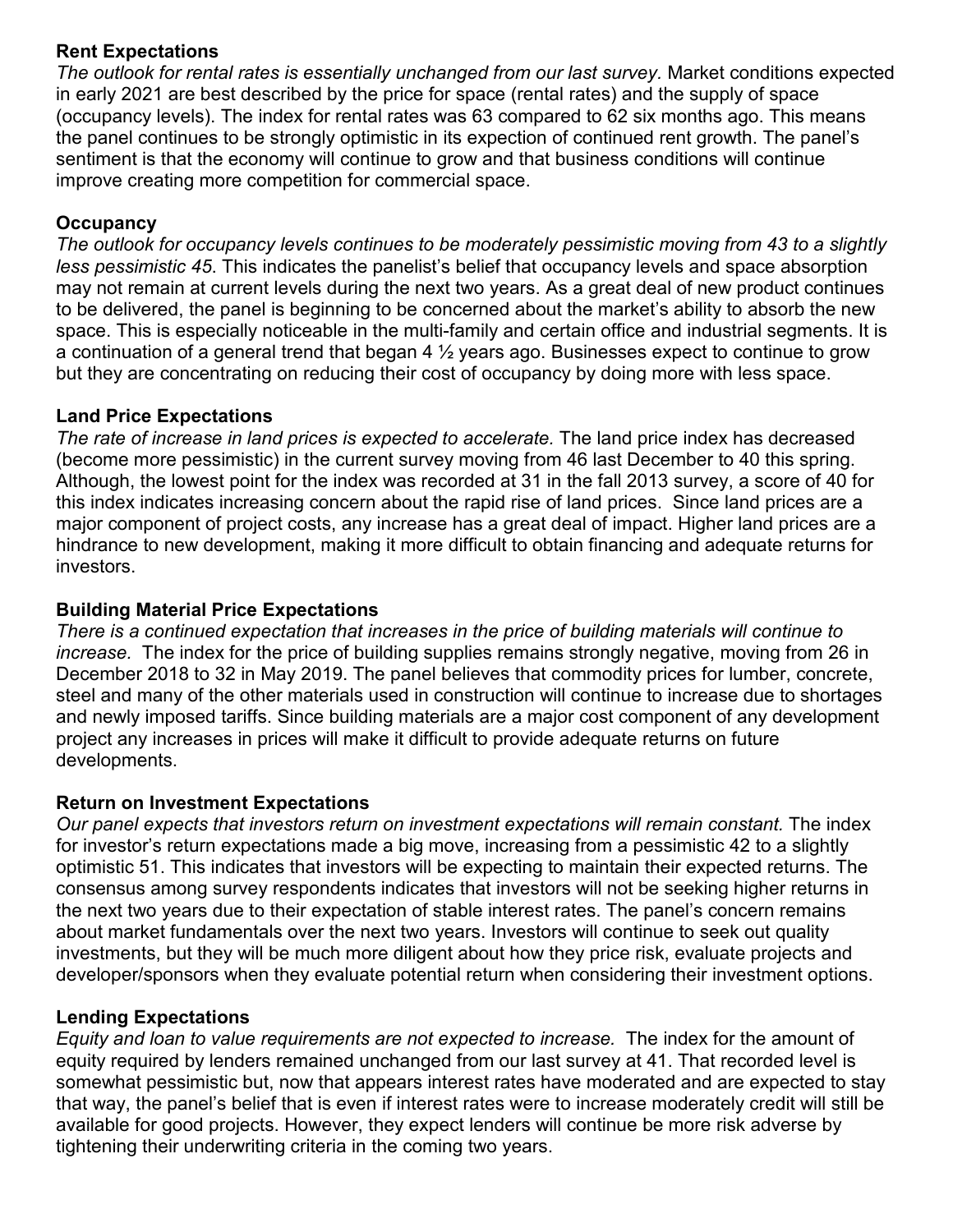### Rent Expectations

*The outlook for rental rates is essentially unchanged from our last survey.* Market conditions expected in early 2021 are best described by the price for space (rental rates) and the supply of space (occupancy levels). The index for rental rates was 63 compared to 62 six months ago. This means the panel continues to be strongly optimistic in its expection of continued rent growth. The panel's sentiment is that the economy will continue to grow and that business conditions will continue improve creating more competition for commercial space.

### Occupancy

*The outlook for occupancy levels continues to be moderately pessimistic moving from 43 to a slightly less pessimistic 45*. This indicates the panelist's belief that occupancy levels and space absorption may not remain at current levels during the next two years. As a great deal of new product continues to be delivered, the panel is beginning to be concerned about the market's ability to absorb the new space. This is especially noticeable in the multi-family and certain office and industrial segments. It is a continuation of a general trend that began 4 ½ years ago. Businesses expect to continue to grow but they are concentrating on reducing their cost of occupancy by doing more with less space.

### Land Price Expectations

*The rate of increase in land prices is expected to accelerate.* The land price index has decreased (become more pessimistic) in the current survey moving from 46 last December to 40 this spring. Although, the lowest point for the index was recorded at 31 in the fall 2013 survey, a score of 40 for this index indicates increasing concern about the rapid rise of land prices. Since land prices are a major component of project costs, any increase has a great deal of impact. Higher land prices are a hindrance to new development, making it more difficult to obtain financing and adequate returns for investors.

### Building Material Price Expectations

*There is a continued expectation that increases in the price of building materials will continue to increase.* The index for the price of building supplies remains strongly negative, moving from 26 in December 2018 to 32 in May 2019. The panel believes that commodity prices for lumber, concrete, steel and many of the other materials used in construction will continue to increase due to shortages and newly imposed tariffs. Since building materials are a major cost component of any development project any increases in prices will make it difficult to provide adequate returns on future developments.

### Return on Investment Expectations

*Our panel expects that investors return on investment expectations will remain constant.* The index for investor's return expectations made a big move, increasing from a pessimistic 42 to a slightly optimistic 51. This indicates that investors will be expecting to maintain their expected returns. The consensus among survey respondents indicates that investors will not be seeking higher returns in the next two years due to their expectation of stable interest rates. The panel's concern remains about market fundamentals over the next two years. Investors will continue to seek out quality investments, but they will be much more diligent about how they price risk, evaluate projects and developer/sponsors when they evaluate potential return when considering their investment options.

### Lending Expectations

*Equity and loan to value requirements are not expected to increase.* The index for the amount of equity required by lenders remained unchanged from our last survey at 41. That recorded level is somewhat pessimistic but, now that appears interest rates have moderated and are expected to stay that way, the panel's belief that is even if interest rates were to increase moderately credit will still be available for good projects. However, they expect lenders will continue be more risk adverse by tightening their underwriting criteria in the coming two years.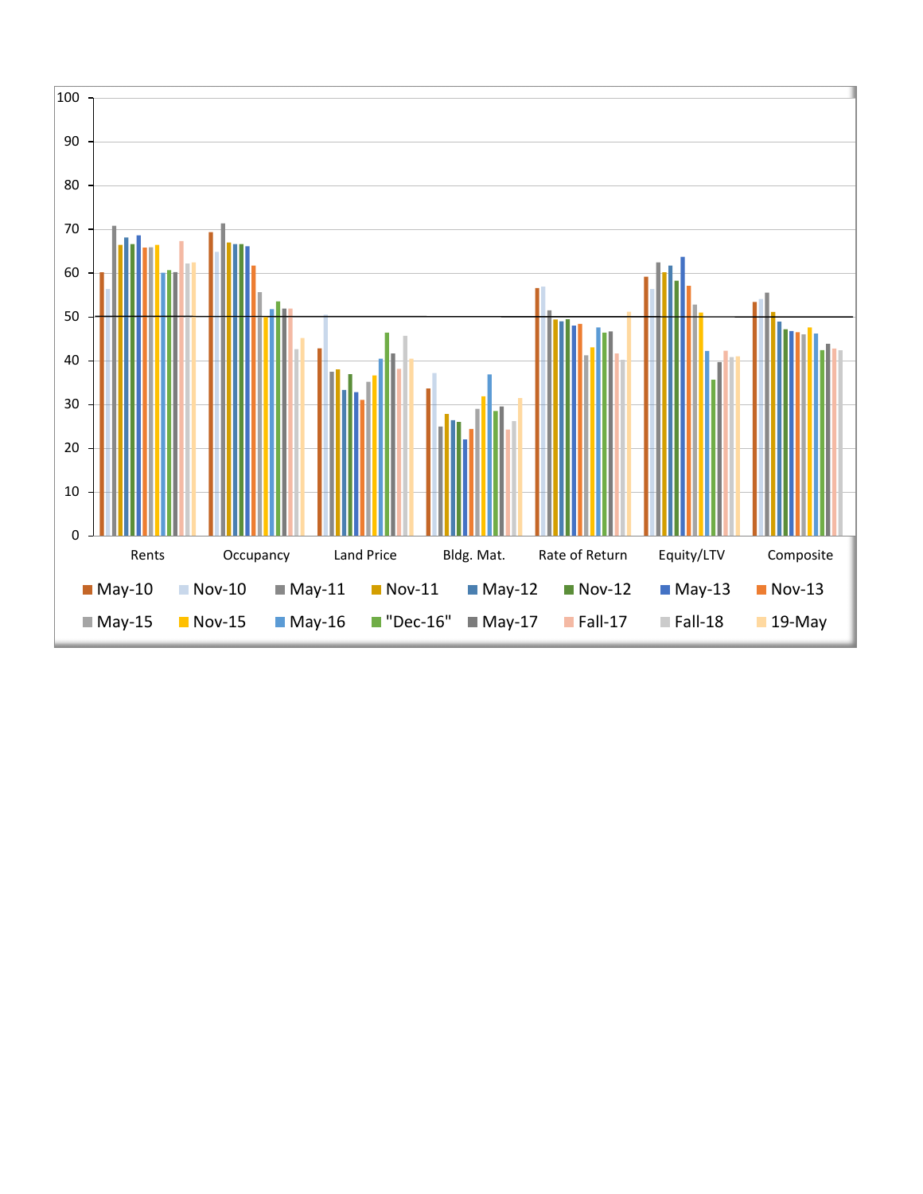100
90
80
70
60
50
40
30
20
10
0

Rents
Occupancy
Land Price
Bldg. Mat.
Rate of Return
Equity/LTV
Composite

May-10
Nov-10
May-11
Nov-11
May-12
Nov-12
May-13
Nov-13
May-15
Nov-15
May-16
"Dec-16"
May-17
Fall-17
Fall-18
19-May